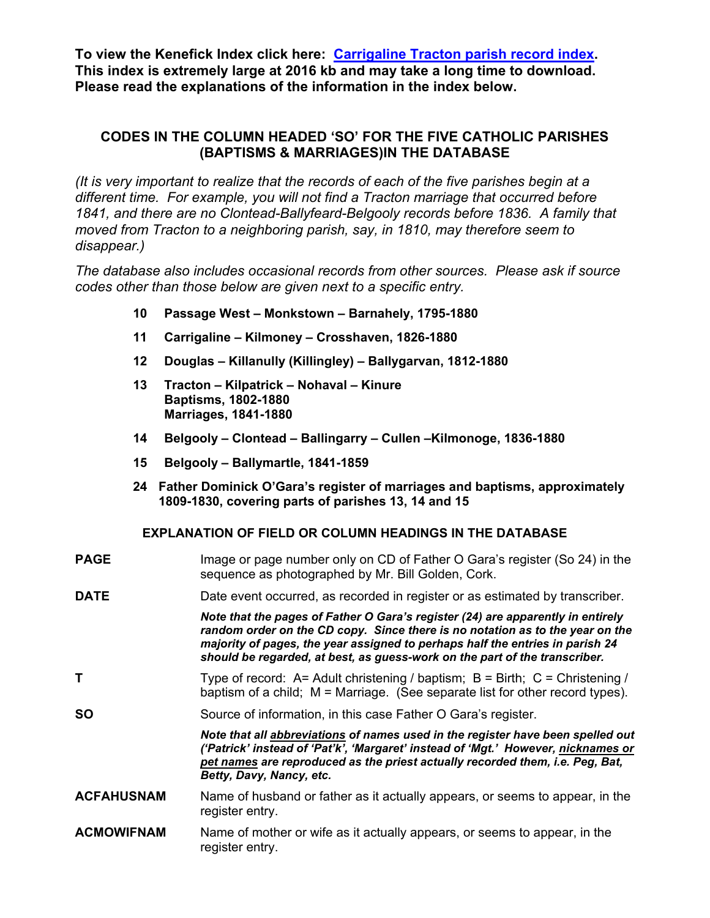**To view the Kenefick Index click here: [Carrigaline Tracton parish record index](). This index is extremely large at 2016 kb and may take a long time to download. Please read the explanations of the information in the index below.**

## CODES IN THE COLUMN HEADED 'SO' FOR THE FIVE CATHOLIC PARISHES (BAPTISMS & MARRIAGES)IN THE DATABASE

*(It is very important to realize that the records of each of the five parishes begin at a different time. For example, you will not find a Tracton marriage that occurred before 1841, and there are no Clontead-Ballyfeard-Belgooly records before 1836. A family that moved from Tracton to a neighboring parish, say, in 1810, may therefore seem to disappear.)*

*The database also includes occasional records from other sources. Please ask if source codes other than those below are given next to a specific entry.*

- **10 Passage West – Monkstown – Barnahely, 1795-1880**
- **11 Carrigaline – Kilmoney – Crosshaven, 1826-1880**
- **12 Douglas – Killanully (Killingley) – Ballygarvan, 1812-1880**
- **13 Tracton – Kilpatrick – Nohaval – Kinure**
  **Baptisms, 1802-1880**
  **Marriages, 1841-1880**
- **14 Belgooly – Clontead – Ballingarry – Cullen –Kilmonoge, 1836-1880**
- **15 Belgooly – Ballymartle, 1841-1859**
- **24 Father Dominick O'Gara's register of marriages and baptisms, approximately 1809-1830, covering parts of parishes 13, 14 and 15**

## EXPLANATION OF FIELD OR COLUMN HEADINGS IN THE DATABASE

**PAGE** Image or page number only on CD of Father O Gara's register (So 24) in the sequence as photographed by Mr. Bill Golden, Cork.

**DATE** Date event occurred, as recorded in register or as estimated by transcriber.

***Note that the pages of Father O Gara's register (24) are apparently in entirely random order on the CD copy. Since there is no notation as to the year on the majority of pages, the year assigned to perhaps half the entries in parish 24 should be regarded, at best, as guess-work on the part of the transcriber.***

**T** Type of record: A= Adult christening / baptism; B = Birth; C = Christening / baptism of a child; M = Marriage. (See separate list for other record types).

**SO** Source of information, in this case Father O Gara's register.

***Note that all <u>abbreviations</u> of names used in the register have been spelled out ('Patrick' instead of 'Pat'k', 'Margaret' instead of 'Mgt.' However, <u>nicknames or pet names</u> are reproduced as the priest actually recorded them, i.e. Peg, Bat, Betty, Davy, Nancy, etc.***

**ACFAHUSNAM** Name of husband or father as it actually appears, or seems to appear, in the register entry.

**ACMOWIFNAM** Name of mother or wife as it actually appears, or seems to appear, in the register entry.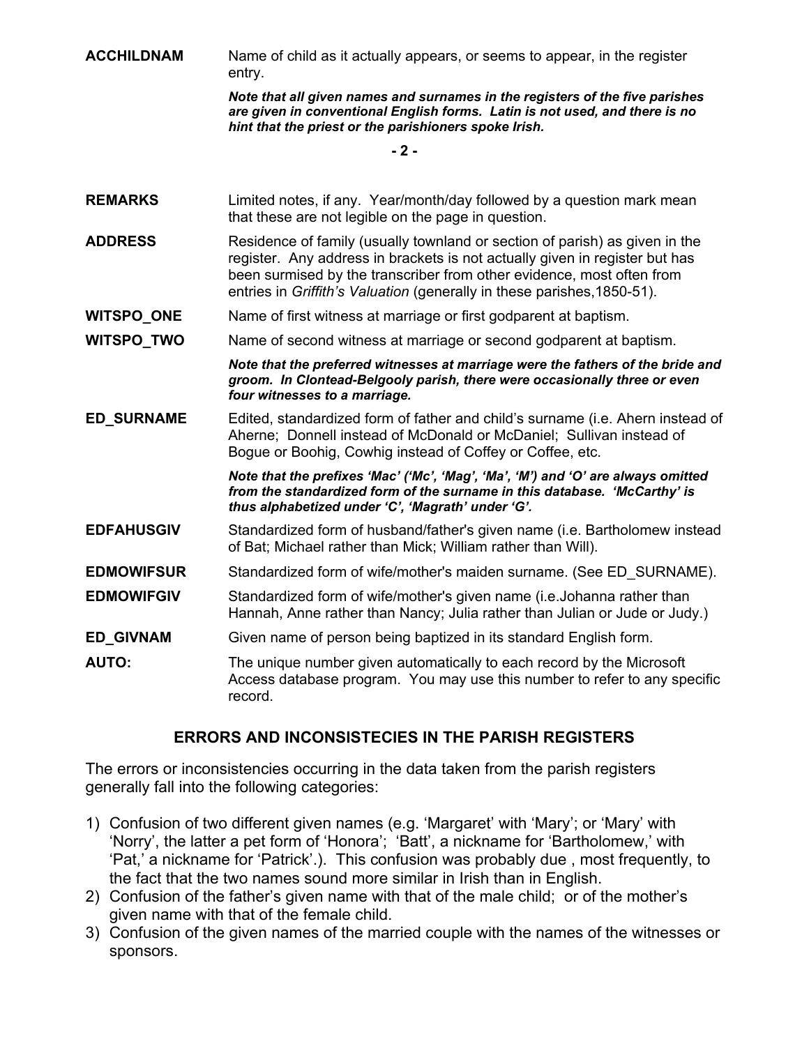**ACCHILDNAM** Name of child as it actually appears, or seems to appear, in the register entry.

***Note that all given names and surnames in the registers of the five parishes are given in conventional English forms. Latin is not used, and there is no hint that the priest or the parishioners spoke Irish.***

**REMARKS** Limited notes, if any. Year/month/day followed by a question mark mean that these are not legible on the page in question.

**ADDRESS** Residence of family (usually townland or section of parish) as given in the register. Any address in brackets is not actually given in register but has been surmised by the transcriber from other evidence, most often from entries in *Griffith's Valuation* (generally in these parishes,1850-51).

**WITSPO_ONE** Name of first witness at marriage or first godparent at baptism.

**WITSPO_TWO** Name of second witness at marriage or second godparent at baptism.

***Note that the preferred witnesses at marriage were the fathers of the bride and groom. In Clontead-Belgooly parish, there were occasionally three or even four witnesses to a marriage.***

**ED_SURNAME** Edited, standardized form of father and child's surname (i.e. Ahern instead of Aherne; Donnell instead of McDonald or McDaniel; Sullivan instead of Bogue or Boohig, Cowhig instead of Coffey or Coffee, etc.

***Note that the prefixes 'Mac' ('Mc', 'Mag', 'Ma', 'M') and 'O' are always omitted from the standardized form of the surname in this database. 'McCarthy' is thus alphabetized under 'C', 'Magrath' under 'G'.***

**EDFAHUSGIV** Standardized form of husband/father's given name (i.e. Bartholomew instead of Bat; Michael rather than Mick; William rather than Will).

**EDMOWIFSUR** Standardized form of wife/mother's maiden surname. (See ED_SURNAME).

**EDMOWIFGIV** Standardized form of wife/mother's given name (i.e.Johanna rather than Hannah, Anne rather than Nancy; Julia rather than Julian or Jude or Judy.)

**ED_GIVNAM** Given name of person being baptized in its standard English form.

**AUTO:** The unique number given automatically to each record by the Microsoft Access database program. You may use this number to refer to any specific record.

## ERRORS AND INCONSISTECIES IN THE PARISH REGISTERS

The errors or inconsistencies occurring in the data taken from the parish registers generally fall into the following categories:

1) Confusion of two different given names (e.g. 'Margaret' with 'Mary'; or 'Mary' with 'Norry', the latter a pet form of 'Honora'; 'Batt', a nickname for 'Bartholomew,' with 'Pat,' a nickname for 'Patrick'.). This confusion was probably due , most frequently, to the fact that the two names sound more similar in Irish than in English.
2) Confusion of the father's given name with that of the male child; or of the mother's given name with that of the female child.
3) Confusion of the given names of the married couple with the names of the witnesses or sponsors.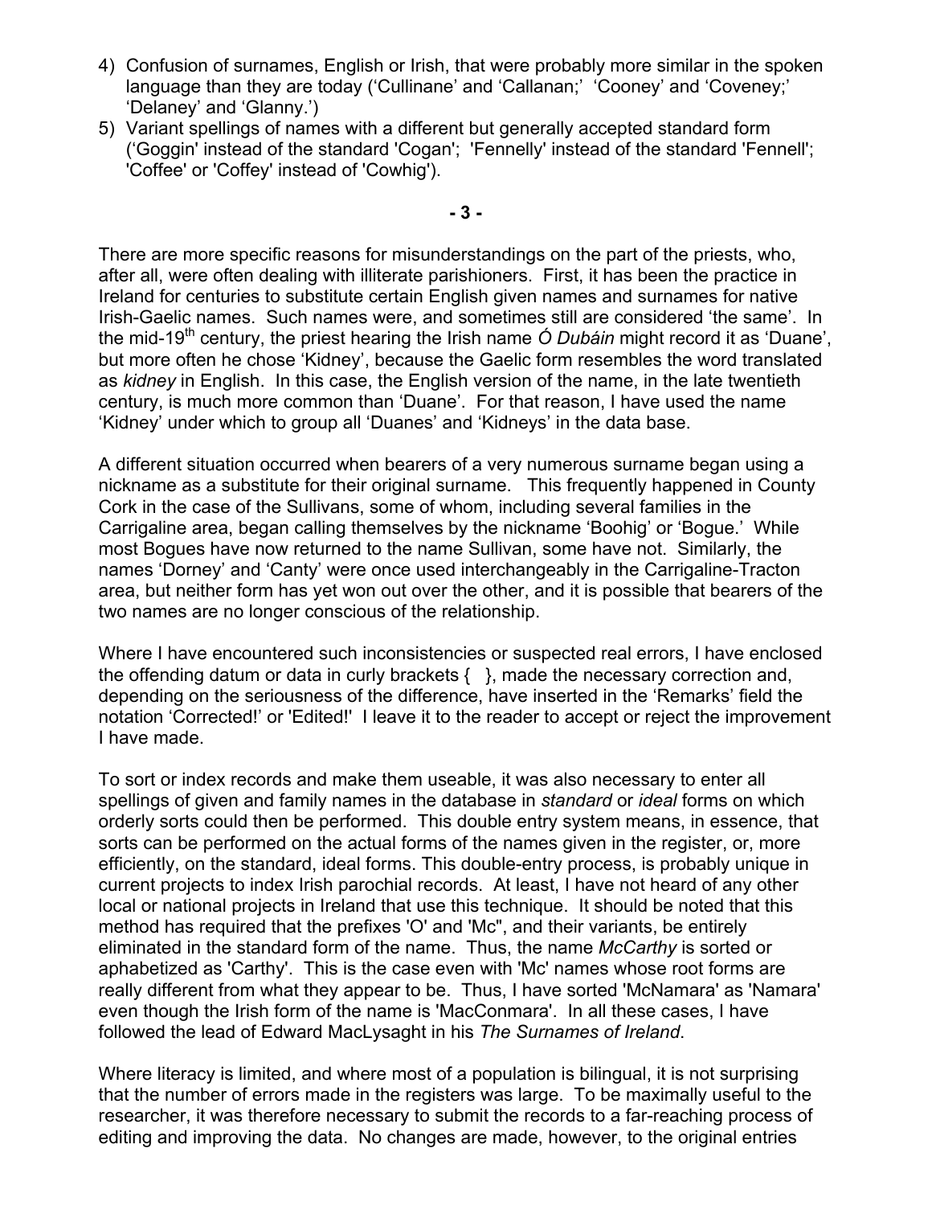4) Confusion of surnames, English or Irish, that were probably more similar in the spoken language than they are today ('Cullinane' and 'Callanan;' 'Cooney' and 'Coveney;' 'Delaney' and 'Glanny.')
5) Variant spellings of names with a different but generally accepted standard form ('Goggin' instead of the standard 'Cogan'; 'Fennelly' instead of the standard 'Fennell'; 'Coffee' or 'Coffey' instead of 'Cowhig').

**- 3 -**

There are more specific reasons for misunderstandings on the part of the priests, who, after all, were often dealing with illiterate parishioners. First, it has been the practice in Ireland for centuries to substitute certain English given names and surnames for native Irish-Gaelic names. Such names were, and sometimes still are considered 'the same'. In the mid-19th century, the priest hearing the Irish name *Ó Dubáin* might record it as 'Duane', but more often he chose 'Kidney', because the Gaelic form resembles the word translated as *kidney* in English. In this case, the English version of the name, in the late twentieth century, is much more common than 'Duane'. For that reason, I have used the name 'Kidney' under which to group all 'Duanes' and 'Kidneys' in the data base.

A different situation occurred when bearers of a very numerous surname began using a nickname as a substitute for their original surname. This frequently happened in County Cork in the case of the Sullivans, some of whom, including several families in the Carrigaline area, began calling themselves by the nickname 'Boohig' or 'Bogue.' While most Bogues have now returned to the name Sullivan, some have not. Similarly, the names 'Dorney' and 'Canty' were once used interchangeably in the Carrigaline-Tracton area, but neither form has yet won out over the other, and it is possible that bearers of the two names are no longer conscious of the relationship.

Where I have encountered such inconsistencies or suspected real errors, I have enclosed the offending datum or data in curly brackets { }, made the necessary correction and, depending on the seriousness of the difference, have inserted in the 'Remarks' field the notation 'Corrected!' or 'Edited!' I leave it to the reader to accept or reject the improvement I have made.

To sort or index records and make them useable, it was also necessary to enter all spellings of given and family names in the database in *standard* or *ideal* forms on which orderly sorts could then be performed. This double entry system means, in essence, that sorts can be performed on the actual forms of the names given in the register, or, more efficiently, on the standard, ideal forms. This double-entry process, is probably unique in current projects to index Irish parochial records. At least, I have not heard of any other local or national projects in Ireland that use this technique. It should be noted that this method has required that the prefixes 'O' and 'Mc", and their variants, be entirely eliminated in the standard form of the name. Thus, the name *McCarthy* is sorted or aphabetized as 'Carthy'. This is the case even with 'Mc' names whose root forms are really different from what they appear to be. Thus, I have sorted 'McNamara' as 'Namara' even though the Irish form of the name is 'MacConmara'. In all these cases, I have followed the lead of Edward MacLysaght in his *The Surnames of Ireland*.

Where literacy is limited, and where most of a population is bilingual, it is not surprising that the number of errors made in the registers was large. To be maximally useful to the researcher, it was therefore necessary to submit the records to a far-reaching process of editing and improving the data. No changes are made, however, to the original entries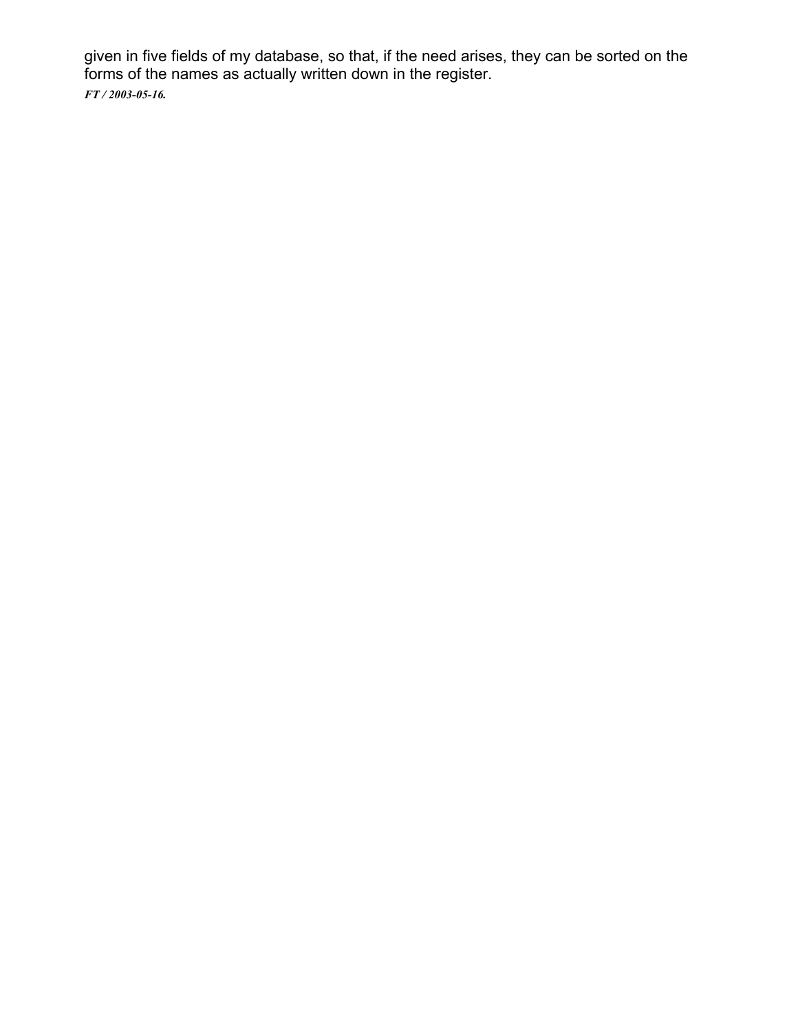given in five fields of my database, so that, if the need arises, they can be sorted on the forms of the names as actually written down in the register.

***FT / 2003-05-16.***